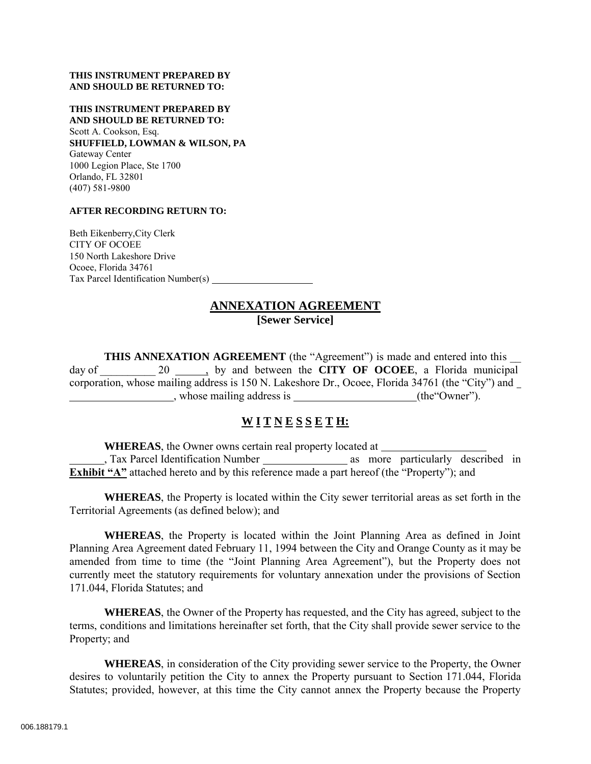**THIS INSTRUMENT PREPARED BY**
**AND SHOULD BE RETURNED TO:**

**THIS INSTRUMENT PREPARED BY**
**AND SHOULD BE RETURNED TO:**
Scott A. Cookson, Esq.
**SHUFFIELD, LOWMAN & WILSON, PA**
Gateway Center
1000 Legion Place, Ste 1700
Orlando, FL 32801
(407) 581-9800

**AFTER RECORDING RETURN TO:**

Beth Eikenberry,City Clerk
CITY OF OCOEE
150 North Lakeshore Drive
Ocoee, Florida 34761
Tax Parcel Identification Number(s) ____________________

# ANNEXATION AGREEMENT

**[Sewer Service]**

**THIS ANNEXATION AGREEMENT** (the "Agreement") is made and entered into this __ day of __________ 20 ______, by and between the **CITY OF OCOEE**, a Florida municipal corporation, whose mailing address is 150 N. Lakeshore Dr., Ocoee, Florida 34761 (the "City") and _ ___________________, whose mailing address is ______________________(the"Owner").

## W I T N E S S E T H:

**WHEREAS**, the Owner owns certain real property located at ___________________ ______, Tax Parcel Identification Number _______________ as more particularly described in **Exhibit "A"** attached hereto and by this reference made a part hereof (the "Property"); and

**WHEREAS**, the Property is located within the City sewer territorial areas as set forth in the Territorial Agreements (as defined below); and

**WHEREAS**, the Property is located within the Joint Planning Area as defined in Joint Planning Area Agreement dated February 11, 1994 between the City and Orange County as it may be amended from time to time (the "Joint Planning Area Agreement"), but the Property does not currently meet the statutory requirements for voluntary annexation under the provisions of Section 171.044, Florida Statutes; and

**WHEREAS**, the Owner of the Property has requested, and the City has agreed, subject to the terms, conditions and limitations hereinafter set forth, that the City shall provide sewer service to the Property; and

**WHEREAS**, in consideration of the City providing sewer service to the Property, the Owner desires to voluntarily petition the City to annex the Property pursuant to Section 171.044, Florida Statutes; provided, however, at this time the City cannot annex the Property because the Property

006.188179.1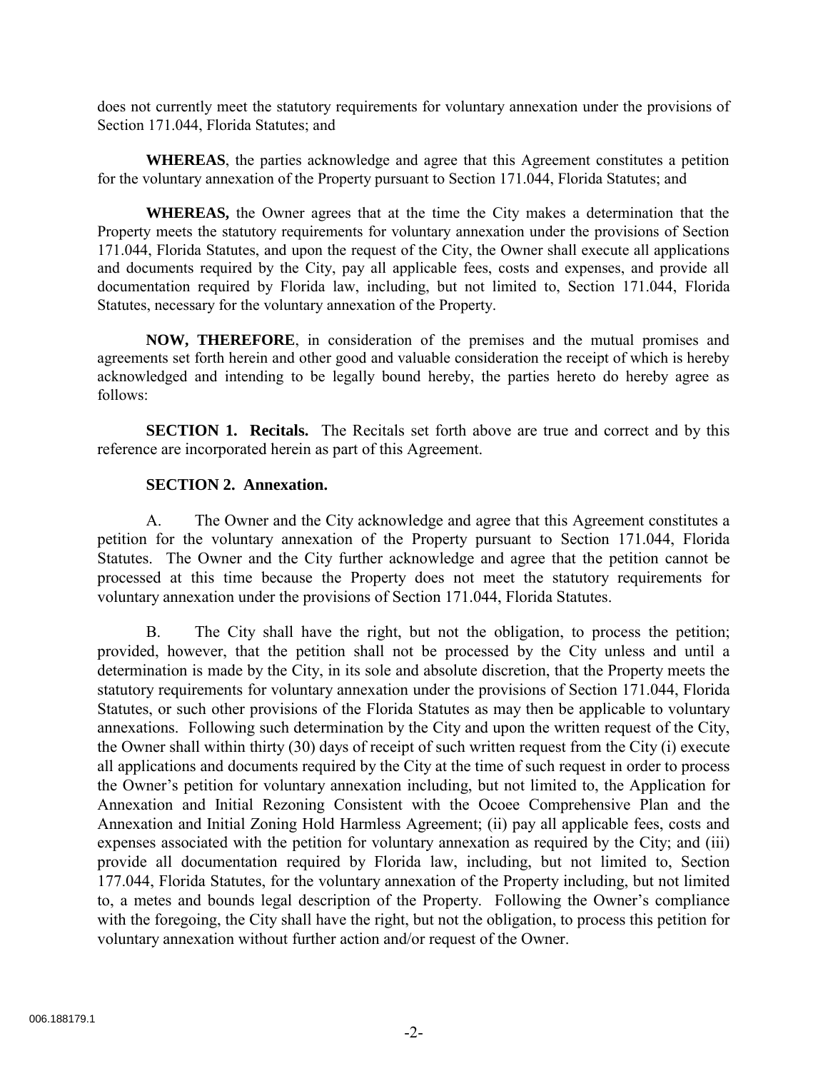does not currently meet the statutory requirements for voluntary annexation under the provisions of Section 171.044, Florida Statutes; and

**WHEREAS**, the parties acknowledge and agree that this Agreement constitutes a petition for the voluntary annexation of the Property pursuant to Section 171.044, Florida Statutes; and

**WHEREAS,** the Owner agrees that at the time the City makes a determination that the Property meets the statutory requirements for voluntary annexation under the provisions of Section 171.044, Florida Statutes, and upon the request of the City, the Owner shall execute all applications and documents required by the City, pay all applicable fees, costs and expenses, and provide all documentation required by Florida law, including, but not limited to, Section 171.044, Florida Statutes, necessary for the voluntary annexation of the Property.

**NOW, THEREFORE**, in consideration of the premises and the mutual promises and agreements set forth herein and other good and valuable consideration the receipt of which is hereby acknowledged and intending to be legally bound hereby, the parties hereto do hereby agree as follows:

**SECTION 1. Recitals.** The Recitals set forth above are true and correct and by this reference are incorporated herein as part of this Agreement.

**SECTION 2. Annexation.**

A. The Owner and the City acknowledge and agree that this Agreement constitutes a petition for the voluntary annexation of the Property pursuant to Section 171.044, Florida Statutes. The Owner and the City further acknowledge and agree that the petition cannot be processed at this time because the Property does not meet the statutory requirements for voluntary annexation under the provisions of Section 171.044, Florida Statutes.

B. The City shall have the right, but not the obligation, to process the petition; provided, however, that the petition shall not be processed by the City unless and until a determination is made by the City, in its sole and absolute discretion, that the Property meets the statutory requirements for voluntary annexation under the provisions of Section 171.044, Florida Statutes, or such other provisions of the Florida Statutes as may then be applicable to voluntary annexations. Following such determination by the City and upon the written request of the City, the Owner shall within thirty (30) days of receipt of such written request from the City (i) execute all applications and documents required by the City at the time of such request in order to process the Owner's petition for voluntary annexation including, but not limited to, the Application for Annexation and Initial Rezoning Consistent with the Ocoee Comprehensive Plan and the Annexation and Initial Zoning Hold Harmless Agreement; (ii) pay all applicable fees, costs and expenses associated with the petition for voluntary annexation as required by the City; and (iii) provide all documentation required by Florida law, including, but not limited to, Section 177.044, Florida Statutes, for the voluntary annexation of the Property including, but not limited to, a metes and bounds legal description of the Property. Following the Owner's compliance with the foregoing, the City shall have the right, but not the obligation, to process this petition for voluntary annexation without further action and/or request of the Owner.

006.188179.1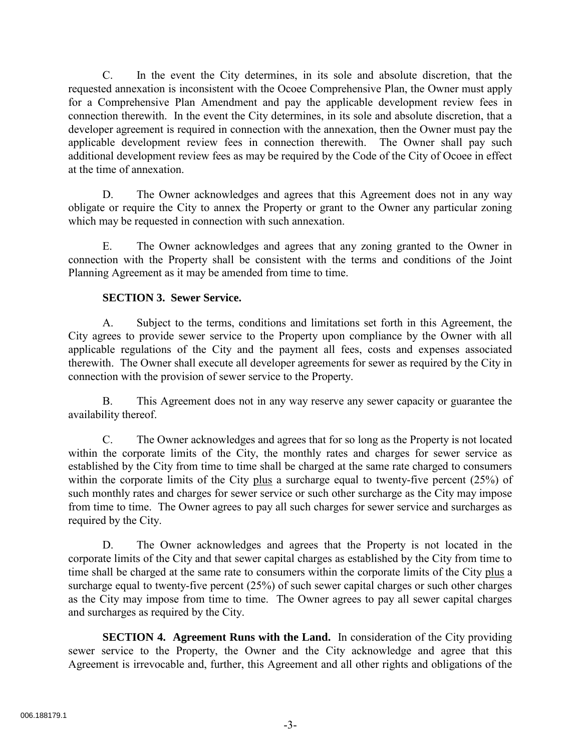C. In the event the City determines, in its sole and absolute discretion, that the requested annexation is inconsistent with the Ocoee Comprehensive Plan, the Owner must apply for a Comprehensive Plan Amendment and pay the applicable development review fees in connection therewith. In the event the City determines, in its sole and absolute discretion, that a developer agreement is required in connection with the annexation, then the Owner must pay the applicable development review fees in connection therewith. The Owner shall pay such additional development review fees as may be required by the Code of the City of Ocoee in effect at the time of annexation.

D. The Owner acknowledges and agrees that this Agreement does not in any way obligate or require the City to annex the Property or grant to the Owner any particular zoning which may be requested in connection with such annexation.

E. The Owner acknowledges and agrees that any zoning granted to the Owner in connection with the Property shall be consistent with the terms and conditions of the Joint Planning Agreement as it may be amended from time to time.

**SECTION 3. Sewer Service.**

A. Subject to the terms, conditions and limitations set forth in this Agreement, the City agrees to provide sewer service to the Property upon compliance by the Owner with all applicable regulations of the City and the payment all fees, costs and expenses associated therewith. The Owner shall execute all developer agreements for sewer as required by the City in connection with the provision of sewer service to the Property.

B. This Agreement does not in any way reserve any sewer capacity or guarantee the availability thereof.

C. The Owner acknowledges and agrees that for so long as the Property is not located within the corporate limits of the City, the monthly rates and charges for sewer service as established by the City from time to time shall be charged at the same rate charged to consumers within the corporate limits of the City plus a surcharge equal to twenty-five percent (25%) of such monthly rates and charges for sewer service or such other surcharge as the City may impose from time to time. The Owner agrees to pay all such charges for sewer service and surcharges as required by the City.

D. The Owner acknowledges and agrees that the Property is not located in the corporate limits of the City and that sewer capital charges as established by the City from time to time shall be charged at the same rate to consumers within the corporate limits of the City plus a surcharge equal to twenty-five percent (25%) of such sewer capital charges or such other charges as the City may impose from time to time. The Owner agrees to pay all sewer capital charges and surcharges as required by the City.

**SECTION 4. Agreement Runs with the Land.** In consideration of the City providing sewer service to the Property, the Owner and the City acknowledge and agree that this Agreement is irrevocable and, further, this Agreement and all other rights and obligations of the

006.188179.1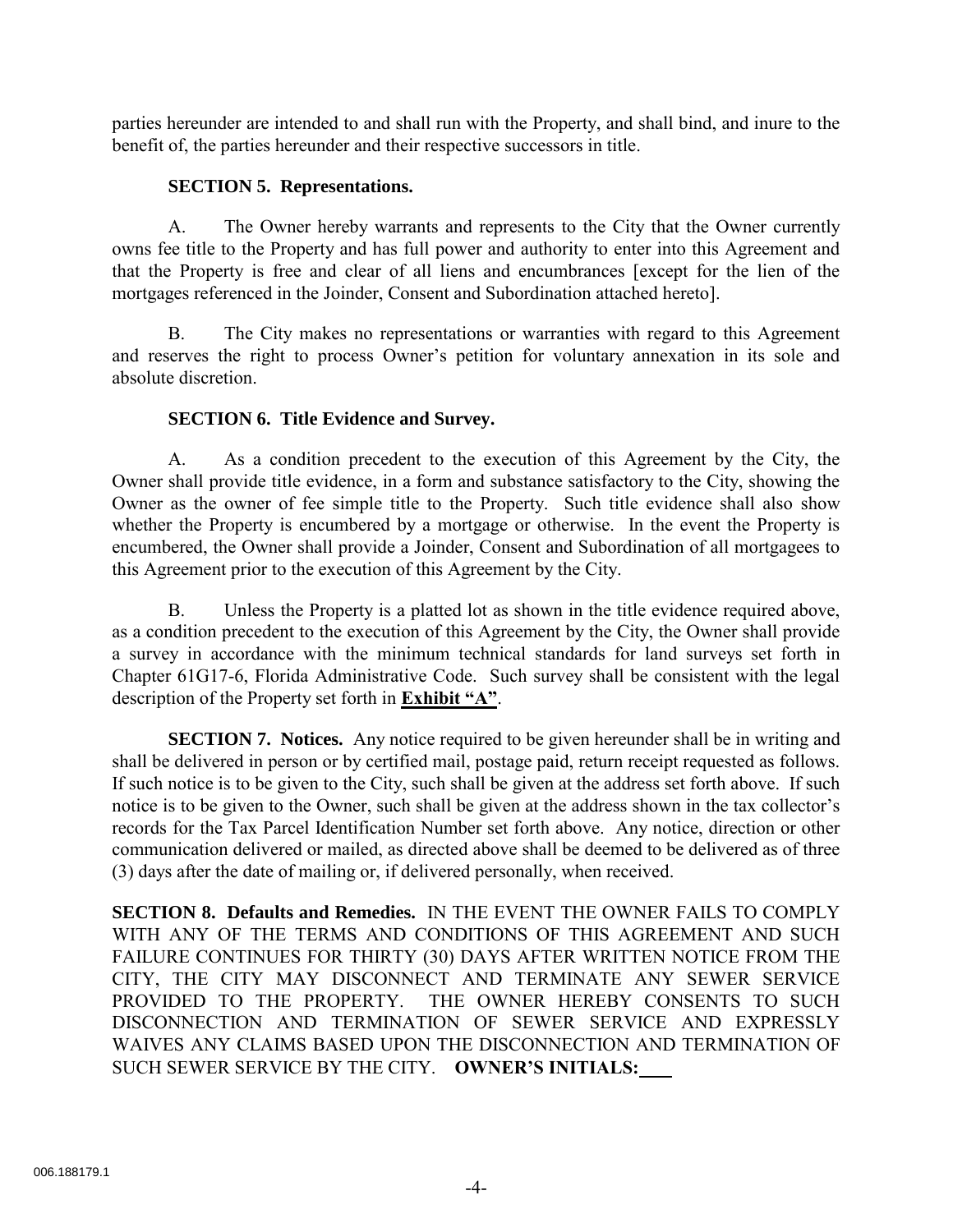parties hereunder are intended to and shall run with the Property, and shall bind, and inure to the benefit of, the parties hereunder and their respective successors in title.

**SECTION 5. Representations.**

A. The Owner hereby warrants and represents to the City that the Owner currently owns fee title to the Property and has full power and authority to enter into this Agreement and that the Property is free and clear of all liens and encumbrances [except for the lien of the mortgages referenced in the Joinder, Consent and Subordination attached hereto].

B. The City makes no representations or warranties with regard to this Agreement and reserves the right to process Owner's petition for voluntary annexation in its sole and absolute discretion.

**SECTION 6. Title Evidence and Survey.**

A. As a condition precedent to the execution of this Agreement by the City, the Owner shall provide title evidence, in a form and substance satisfactory to the City, showing the Owner as the owner of fee simple title to the Property. Such title evidence shall also show whether the Property is encumbered by a mortgage or otherwise. In the event the Property is encumbered, the Owner shall provide a Joinder, Consent and Subordination of all mortgagees to this Agreement prior to the execution of this Agreement by the City.

B. Unless the Property is a platted lot as shown in the title evidence required above, as a condition precedent to the execution of this Agreement by the City, the Owner shall provide a survey in accordance with the minimum technical standards for land surveys set forth in Chapter 61G17-6, Florida Administrative Code. Such survey shall be consistent with the legal description of the Property set forth in **Exhibit "A"**.

**SECTION 7. Notices.** Any notice required to be given hereunder shall be in writing and shall be delivered in person or by certified mail, postage paid, return receipt requested as follows. If such notice is to be given to the City, such shall be given at the address set forth above. If such notice is to be given to the Owner, such shall be given at the address shown in the tax collector's records for the Tax Parcel Identification Number set forth above. Any notice, direction or other communication delivered or mailed, as directed above shall be deemed to be delivered as of three (3) days after the date of mailing or, if delivered personally, when received.

**SECTION 8. Defaults and Remedies.** IN THE EVENT THE OWNER FAILS TO COMPLY WITH ANY OF THE TERMS AND CONDITIONS OF THIS AGREEMENT AND SUCH FAILURE CONTINUES FOR THIRTY (30) DAYS AFTER WRITTEN NOTICE FROM THE CITY, THE CITY MAY DISCONNECT AND TERMINATE ANY SEWER SERVICE PROVIDED TO THE PROPERTY. THE OWNER HEREBY CONSENTS TO SUCH DISCONNECTION AND TERMINATION OF SEWER SERVICE AND EXPRESSLY WAIVES ANY CLAIMS BASED UPON THE DISCONNECTION AND TERMINATION OF SUCH SEWER SERVICE BY THE CITY. **OWNER'S INITIALS:\_\_\_**

006.188179.1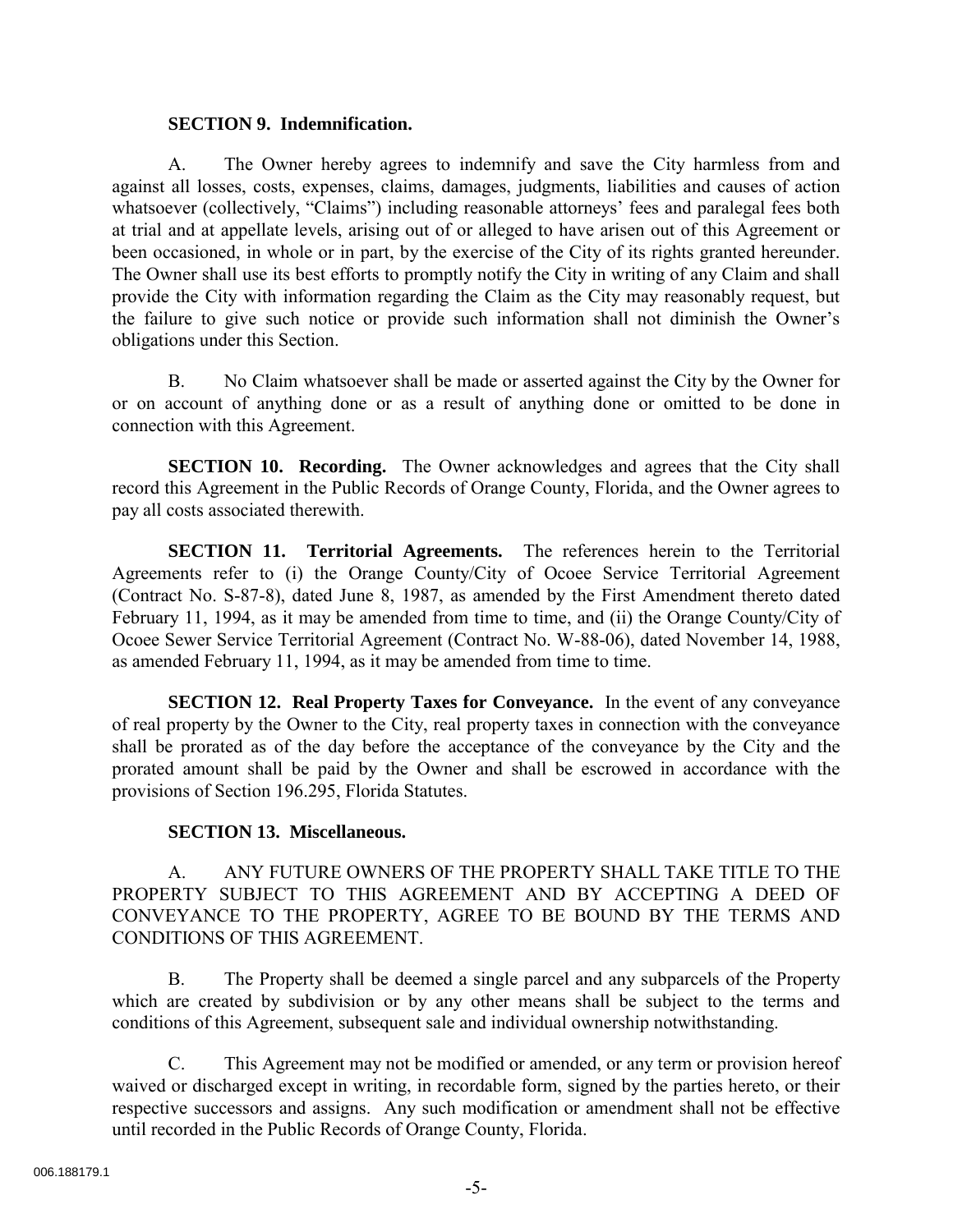**SECTION 9. Indemnification.**

A. The Owner hereby agrees to indemnify and save the City harmless from and against all losses, costs, expenses, claims, damages, judgments, liabilities and causes of action whatsoever (collectively, "Claims") including reasonable attorneys' fees and paralegal fees both at trial and at appellate levels, arising out of or alleged to have arisen out of this Agreement or been occasioned, in whole or in part, by the exercise of the City of its rights granted hereunder. The Owner shall use its best efforts to promptly notify the City in writing of any Claim and shall provide the City with information regarding the Claim as the City may reasonably request, but the failure to give such notice or provide such information shall not diminish the Owner's obligations under this Section.

B. No Claim whatsoever shall be made or asserted against the City by the Owner for or on account of anything done or as a result of anything done or omitted to be done in connection with this Agreement.

**SECTION 10. Recording.** The Owner acknowledges and agrees that the City shall record this Agreement in the Public Records of Orange County, Florida, and the Owner agrees to pay all costs associated therewith.

**SECTION 11. Territorial Agreements.** The references herein to the Territorial Agreements refer to (i) the Orange County/City of Ocoee Service Territorial Agreement (Contract No. S-87-8), dated June 8, 1987, as amended by the First Amendment thereto dated February 11, 1994, as it may be amended from time to time, and (ii) the Orange County/City of Ocoee Sewer Service Territorial Agreement (Contract No. W-88-06), dated November 14, 1988, as amended February 11, 1994, as it may be amended from time to time.

**SECTION 12. Real Property Taxes for Conveyance.** In the event of any conveyance of real property by the Owner to the City, real property taxes in connection with the conveyance shall be prorated as of the day before the acceptance of the conveyance by the City and the prorated amount shall be paid by the Owner and shall be escrowed in accordance with the provisions of Section 196.295, Florida Statutes.

**SECTION 13. Miscellaneous.**

A. ANY FUTURE OWNERS OF THE PROPERTY SHALL TAKE TITLE TO THE PROPERTY SUBJECT TO THIS AGREEMENT AND BY ACCEPTING A DEED OF CONVEYANCE TO THE PROPERTY, AGREE TO BE BOUND BY THE TERMS AND CONDITIONS OF THIS AGREEMENT.

B. The Property shall be deemed a single parcel and any subparcels of the Property which are created by subdivision or by any other means shall be subject to the terms and conditions of this Agreement, subsequent sale and individual ownership notwithstanding.

C. This Agreement may not be modified or amended, or any term or provision hereof waived or discharged except in writing, in recordable form, signed by the parties hereto, or their respective successors and assigns. Any such modification or amendment shall not be effective until recorded in the Public Records of Orange County, Florida.

006.188179.1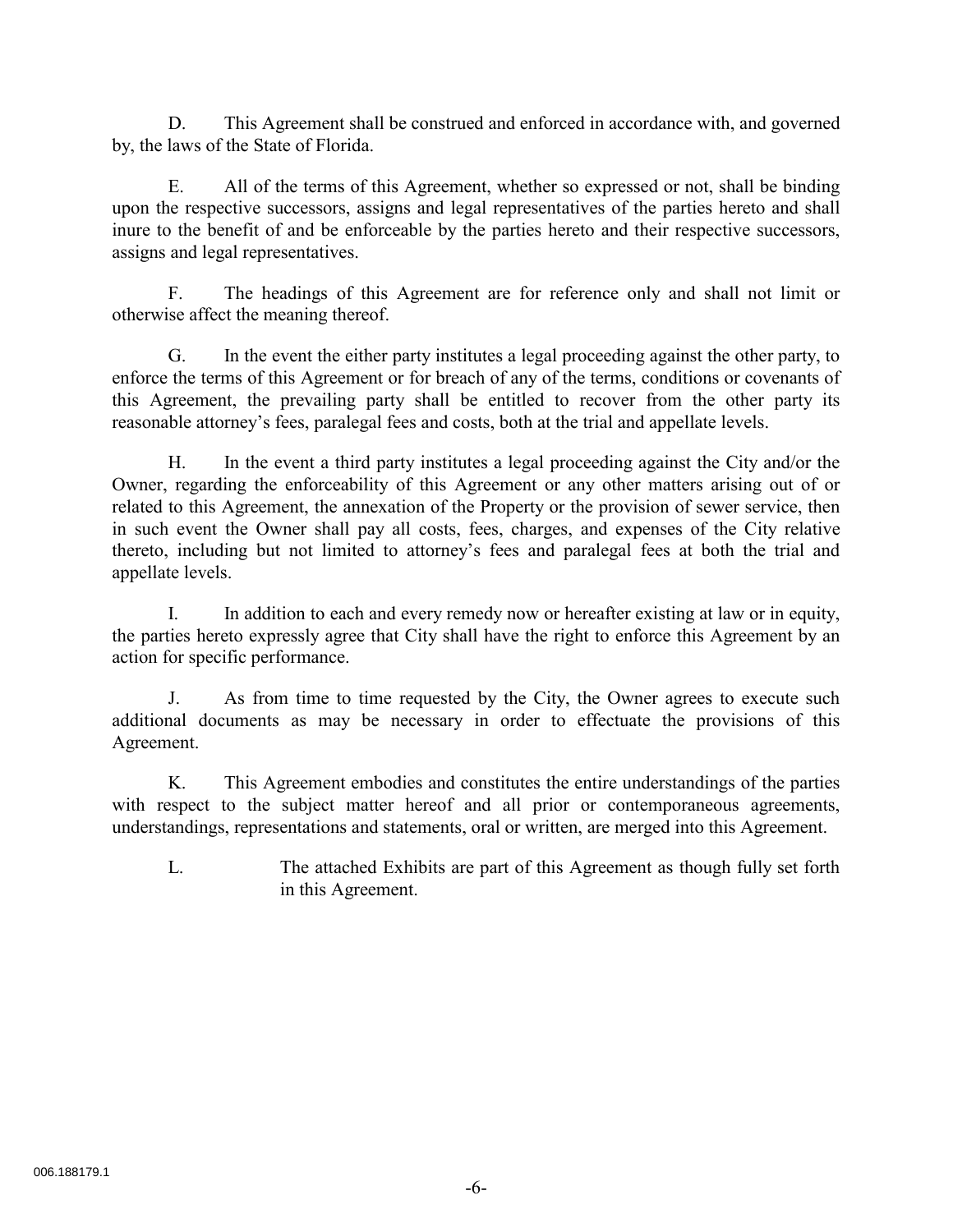D. This Agreement shall be construed and enforced in accordance with, and governed by, the laws of the State of Florida.

E. All of the terms of this Agreement, whether so expressed or not, shall be binding upon the respective successors, assigns and legal representatives of the parties hereto and shall inure to the benefit of and be enforceable by the parties hereto and their respective successors, assigns and legal representatives.

F. The headings of this Agreement are for reference only and shall not limit or otherwise affect the meaning thereof.

G. In the event the either party institutes a legal proceeding against the other party, to enforce the terms of this Agreement or for breach of any of the terms, conditions or covenants of this Agreement, the prevailing party shall be entitled to recover from the other party its reasonable attorney's fees, paralegal fees and costs, both at the trial and appellate levels.

H. In the event a third party institutes a legal proceeding against the City and/or the Owner, regarding the enforceability of this Agreement or any other matters arising out of or related to this Agreement, the annexation of the Property or the provision of sewer service, then in such event the Owner shall pay all costs, fees, charges, and expenses of the City relative thereto, including but not limited to attorney's fees and paralegal fees at both the trial and appellate levels.

I. In addition to each and every remedy now or hereafter existing at law or in equity, the parties hereto expressly agree that City shall have the right to enforce this Agreement by an action for specific performance.

J. As from time to time requested by the City, the Owner agrees to execute such additional documents as may be necessary in order to effectuate the provisions of this Agreement.

K. This Agreement embodies and constitutes the entire understandings of the parties with respect to the subject matter hereof and all prior or contemporaneous agreements, understandings, representations and statements, oral or written, are merged into this Agreement.

L. The attached Exhibits are part of this Agreement as though fully set forth in this Agreement.

006.188179.1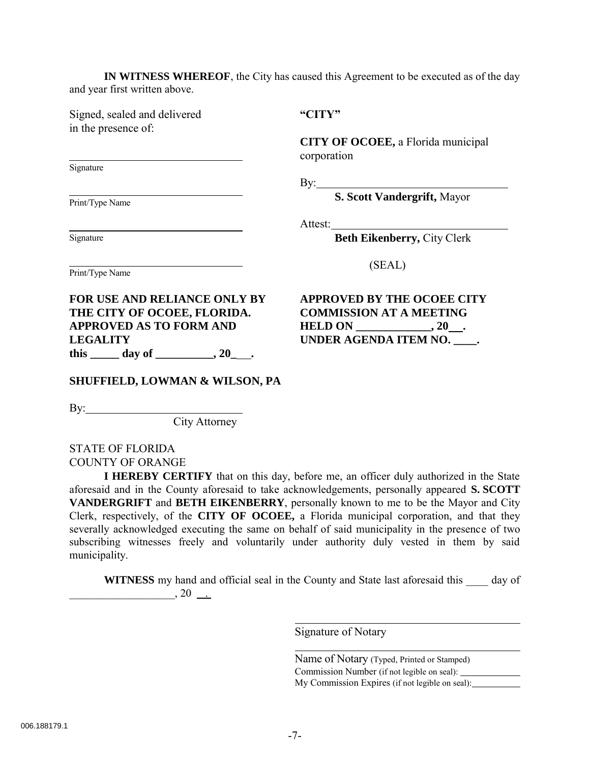**IN WITNESS WHEREOF**, the City has caused this Agreement to be executed as of the day and year first written above.

Signed, sealed and delivered
in the presence of:

______________________________
Signature

______________________________
Print/Type Name

______________________________
Signature

______________________________
Print/Type Name

**"CITY"**

**CITY OF OCOEE,** a Florida municipal corporation

By:______________________________
**S. Scott Vandergrift,** Mayor

Attest:______________________________
**Beth Eikenberry,** City Clerk

(SEAL)

**FOR USE AND RELIANCE ONLY BY THE CITY OF OCOEE, FLORIDA. APPROVED AS TO FORM AND LEGALITY**
**this _____ day of __________, 20___.**

**SHUFFIELD, LOWMAN & WILSON, PA**

By:__________________________
City Attorney

**APPROVED BY THE OCOEE CITY COMMISSION AT A MEETING HELD ON _____________, 20___.**
**UNDER AGENDA ITEM NO. ____.**

STATE OF FLORIDA
COUNTY OF ORANGE

**I HEREBY CERTIFY** that on this day, before me, an officer duly authorized in the State aforesaid and in the County aforesaid to take acknowledgements, personally appeared **S. SCOTT VANDERGRIFT** and **BETH EIKENBERRY**, personally known to me to be the Mayor and City Clerk, respectively, of the **CITY OF OCOEE,** a Florida municipal corporation, and that they severally acknowledged executing the same on behalf of said municipality in the presence of two subscribing witnesses freely and voluntarily under authority duly vested in them by said municipality.

**WITNESS** my hand and official seal in the County and State last aforesaid this ____ day of ___________________, 20 __.

______________________________
Signature of Notary

______________________________
Name of Notary (Typed, Printed or Stamped)
Commission Number (if not legible on seal): ____________
My Commission Expires (if not legible on seal):__________

006.188179.1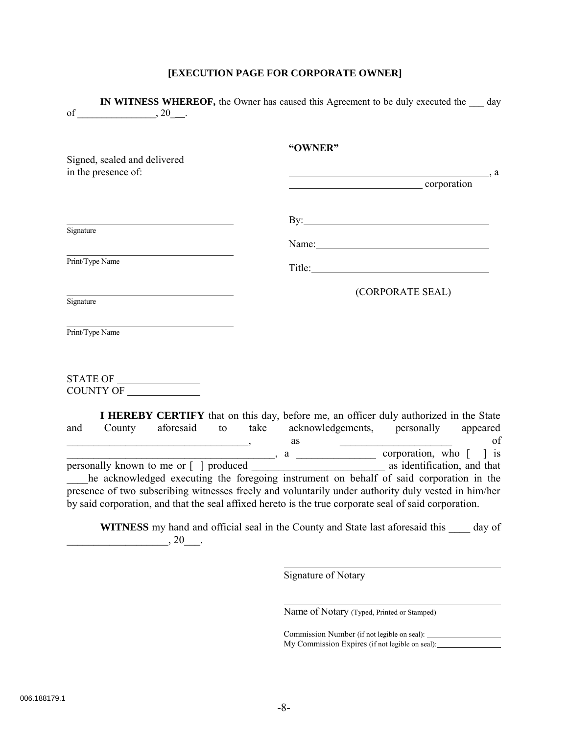**[EXECUTION PAGE FOR CORPORATE OWNER]**

**IN WITNESS WHEREOF,** the Owner has caused this Agreement to be duly executed the ___ day of _______________, 20___.

**"OWNER"**

Signed, sealed and delivered in the presence of:

_________________________________________, a _________________________ corporation

_________________________________
Signature

By: _________________________________

_________________________________
Print/Type Name

Name: _________________________________

Title: _________________________________

(CORPORATE SEAL)

_________________________________
Signature

_________________________________
Print/Type Name

STATE OF _______________
COUNTY OF _____________

**I HEREBY CERTIFY** that on this day, before me, an officer duly authorized in the State and County aforesaid to take acknowledgements, personally appeared __________________________________, as _____________________ of _____________________________________, a _______________ corporation, who [ ] is personally known to me or [ ] produced _________________________ as identification, and that ____he acknowledged executing the foregoing instrument on behalf of said corporation in the presence of two subscribing witnesses freely and voluntarily under authority duly vested in him/her by said corporation, and that the seal affixed hereto is the true corporate seal of said corporation.

**WITNESS** my hand and official seal in the County and State last aforesaid this ____ day of ___________________, 20___.

_________________________________________
Signature of Notary

_________________________________________
Name of Notary (Typed, Printed or Stamped)

Commission Number (if not legible on seal): _______________
My Commission Expires (if not legible on seal): _______________

006.188179.1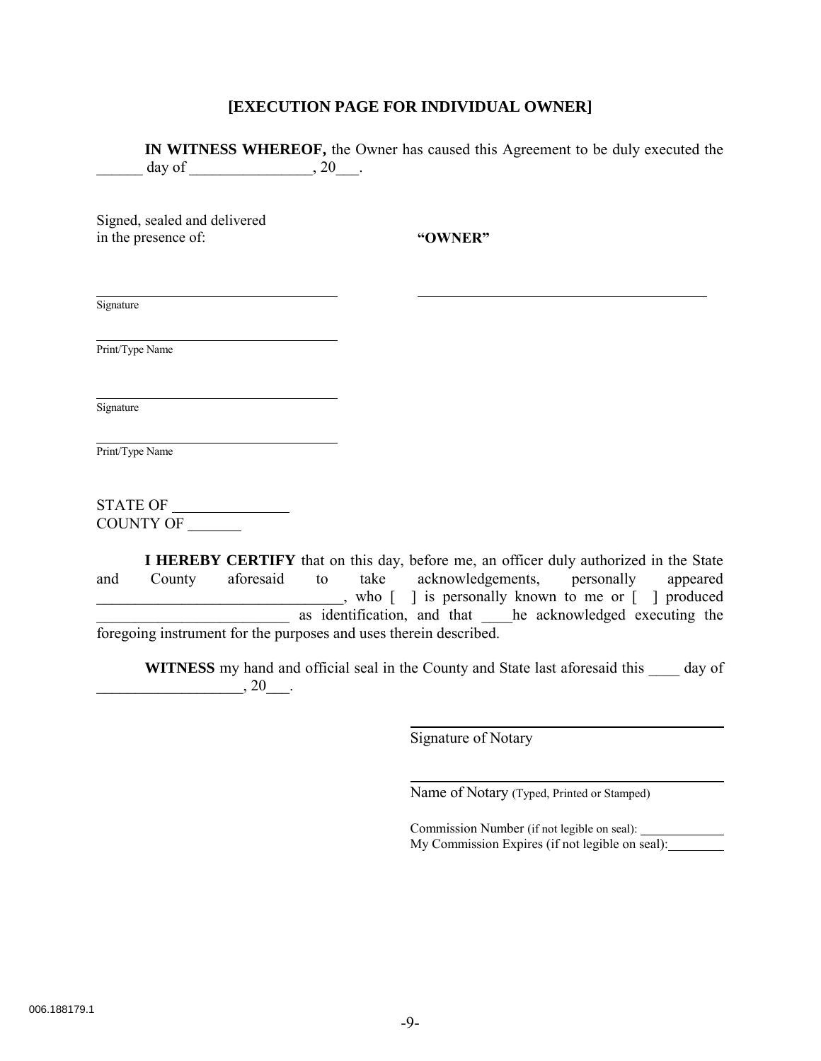**[EXECUTION PAGE FOR INDIVIDUAL OWNER]**

**IN WITNESS WHEREOF,** the Owner has caused this Agreement to be duly executed the ______ day of ________________, 20___.

Signed, sealed and delivered in the presence of:

**"OWNER"**

_________________________________ _________________________________

Signature

_________________________________

Print/Type Name

_________________________________

Signature

_________________________________

Print/Type Name

STATE OF _______________

COUNTY OF _______

**I HEREBY CERTIFY** that on this day, before me, an officer duly authorized in the State and County aforesaid to take acknowledgements, personally appeared _______________________________, who [ ] is personally known to me or [ ] produced _________________________ as identification, and that ____he acknowledged executing the foregoing instrument for the purposes and uses therein described.

**WITNESS** my hand and official seal in the County and State last aforesaid this ____ day of ___________________, 20___.

_________________________________

Signature of Notary

_________________________________

Name of Notary (Typed, Printed or Stamped)

Commission Number (if not legible on seal): ____________

My Commission Expires (if not legible on seal): ________

006.188179.1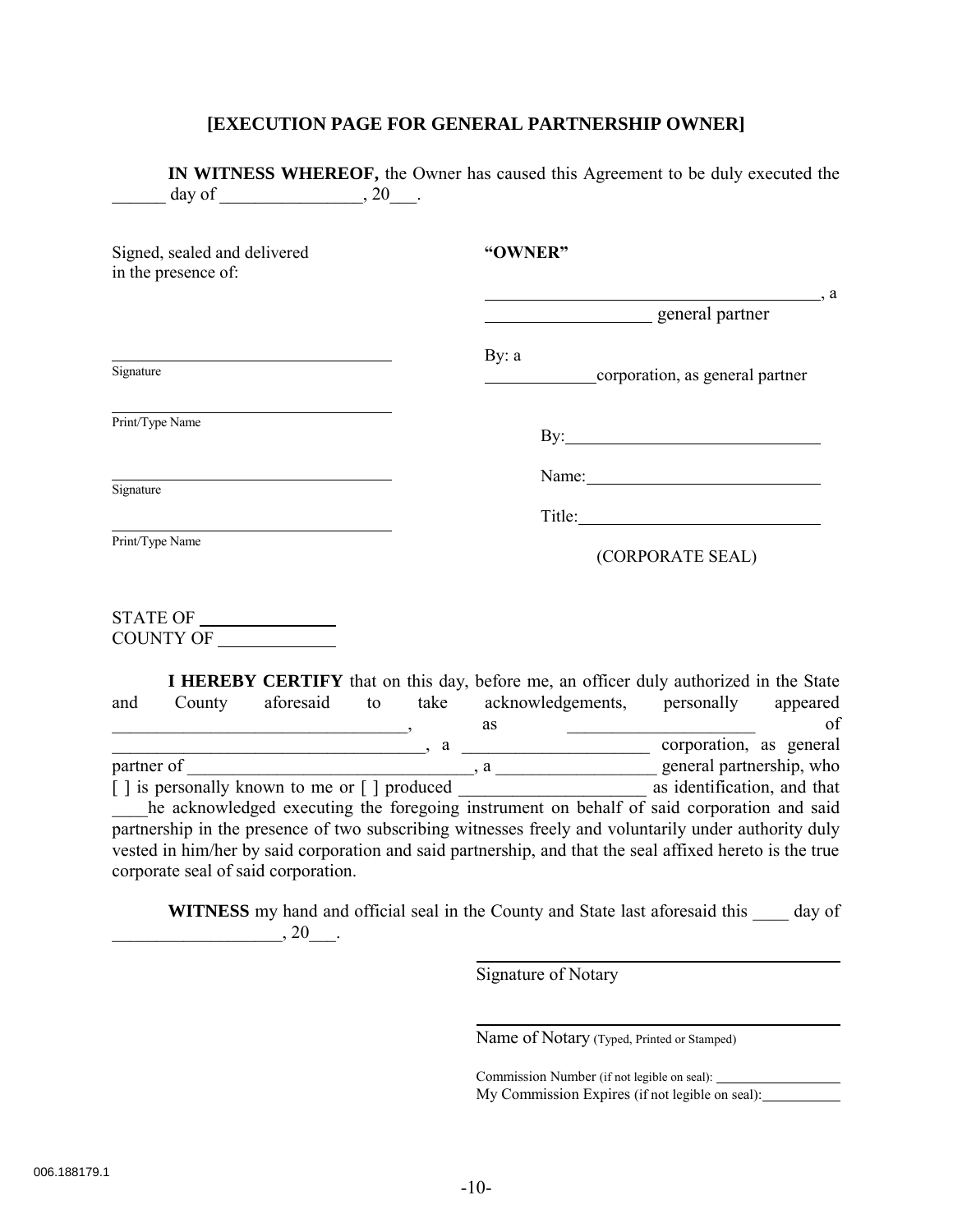**[EXECUTION PAGE FOR GENERAL PARTNERSHIP OWNER]**

**IN WITNESS WHEREOF,** the Owner has caused this Agreement to be duly executed the ______ day of ________________, 20___.

Signed, sealed and delivered in the presence of:

______________________________
Signature

______________________________
Print/Type Name

______________________________
Signature

______________________________
Print/Type Name

**"OWNER"**

______________________________________, a
__________________ general partner

By: a
____________corporation, as general partner

By:______________________________

Name:____________________________

Title:_____________________________

(CORPORATE SEAL)

STATE OF ______________
COUNTY OF ____________

**I HEREBY CERTIFY** that on this day, before me, an officer duly authorized in the State and County aforesaid to take acknowledgements, personally appeared _________________________________, as _____________________ of ___________________________________, a _____________________ corporation, as general partner of ________________________________, a __________________ general partnership, who [ ] is personally known to me or [ ] produced _____________________ as identification, and that ____he acknowledged executing the foregoing instrument on behalf of said corporation and said partnership in the presence of two subscribing witnesses freely and voluntarily under authority duly vested in him/her by said corporation and said partnership, and that the seal affixed hereto is the true corporate seal of said corporation.

**WITNESS** my hand and official seal in the County and State last aforesaid this ____ day of ___________________, 20___.

______________________________________
Signature of Notary

______________________________________
Name of Notary (Typed, Printed or Stamped)

Commission Number (if not legible on seal): ________________
My Commission Expires (if not legible on seal):__________

006.188179.1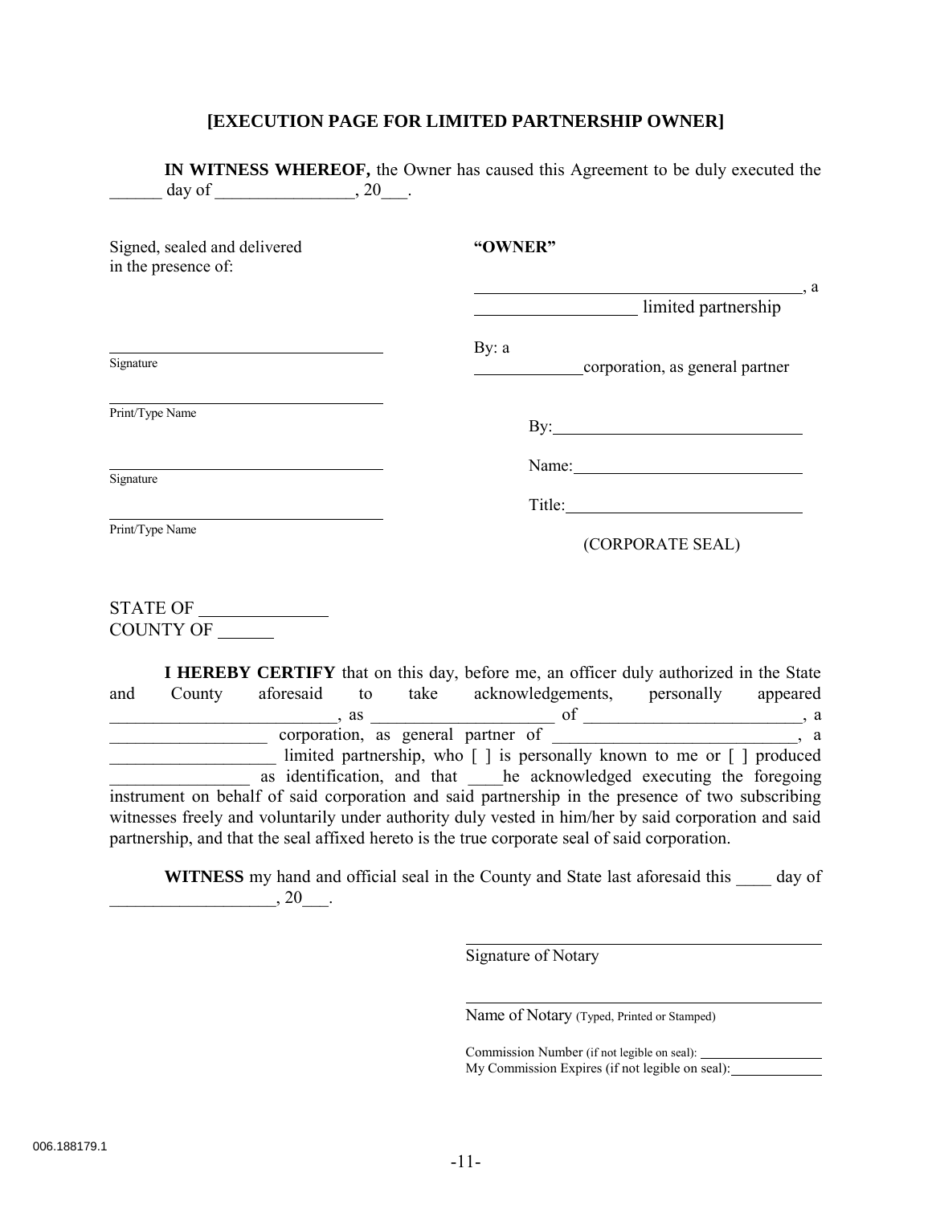**[EXECUTION PAGE FOR LIMITED PARTNERSHIP OWNER]**

**IN WITNESS WHEREOF,** the Owner has caused this Agreement to be duly executed the ______ day of ________________, 20___.

| Signed, sealed and delivered in the presence of: | **"OWNER"** |
|---|---|
| | ________________________________________, a ___________________ limited partnership |
| ____________________________________ Signature | By: a _____________corporation, as general partner |
| ____________________________________ Print/Type Name | By:______________________________ |
| ____________________________________ Signature | Name:____________________________ |
| ____________________________________ Print/Type Name | Title:_____________________________ |
| | (CORPORATE SEAL) |

STATE OF _______________
COUNTY OF ______

**I HEREBY CERTIFY** that on this day, before me, an officer duly authorized in the State and County aforesaid to take acknowledgements, personally appeared __________________________, as ____________________ of _________________________, a __________________ corporation, as general partner of ____________________________, a ___________________ limited partnership, who [ ] is personally known to me or [ ] produced ________________ as identification, and that ____he acknowledged executing the foregoing instrument on behalf of said corporation and said partnership in the presence of two subscribing witnesses freely and voluntarily under authority duly vested in him/her by said corporation and said partnership, and that the seal affixed hereto is the true corporate seal of said corporation.

**WITNESS** my hand and official seal in the County and State last aforesaid this ____ day of ___________________, 20___.

_____________________________________________
Signature of Notary

_____________________________________________
Name of Notary (Typed, Printed or Stamped)

Commission Number (if not legible on seal): _________________
My Commission Expires (if not legible on seal):____________

006.188179.1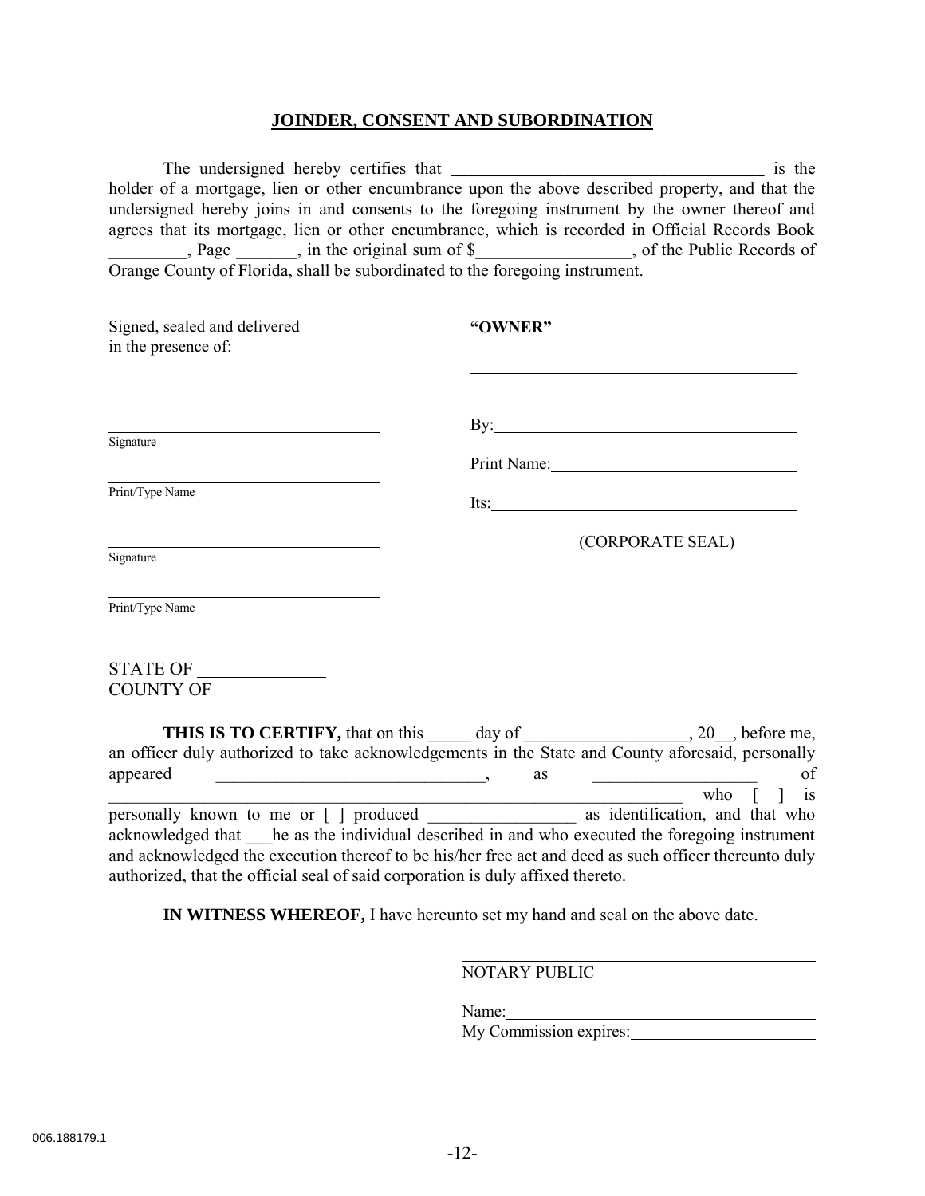## JOINDER, CONSENT AND SUBORDINATION

The undersigned hereby certifies that ____________________________________ is the holder of a mortgage, lien or other encumbrance upon the above described property, and that the undersigned hereby joins in and consents to the foregoing instrument by the owner thereof and agrees that its mortgage, lien or other encumbrance, which is recorded in Official Records Book _________, Page _______, in the original sum of $_________________, of the Public Records of Orange County of Florida, shall be subordinated to the foregoing instrument.

Signed, sealed and delivered in the presence of:

**"OWNER"**

________________________________________

________________________________
Signature

________________________________
Print/Type Name

________________________________
Signature

________________________________
Print/Type Name

By:_____________________________________

Print Name:______________________________

Its:_____________________________________

(CORPORATE SEAL)

STATE OF _______________
COUNTY OF _______

**THIS IS TO CERTIFY,** that on this _____ day of ___________________, 20__, before me, an officer duly authorized to take acknowledgements in the State and County aforesaid, personally appeared _______________________________, as __________________ of __________________________________________________________________ who [ ] is personally known to me or [ ] produced _________________ as identification, and that who acknowledged that ___he as the individual described in and who executed the foregoing instrument and acknowledged the execution thereof to be his/her free act and deed as such officer thereunto duly authorized, that the official seal of said corporation is duly affixed thereto.

**IN WITNESS WHEREOF,** I have hereunto set my hand and seal on the above date.

________________________________________
NOTARY PUBLIC

Name:___________________________________
My Commission expires:____________________

006.188179.1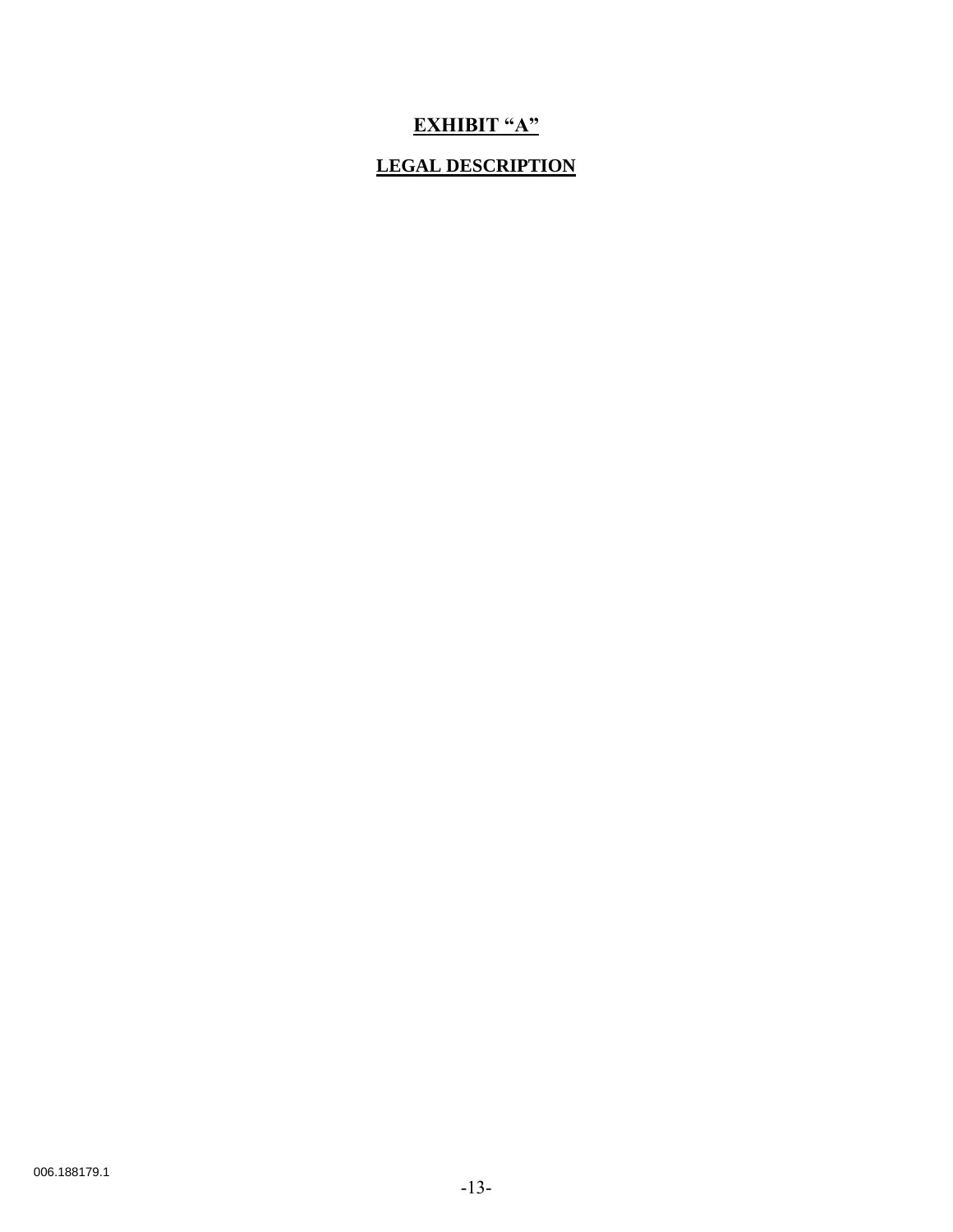# **EXHIBIT "A"**

## **LEGAL DESCRIPTION**